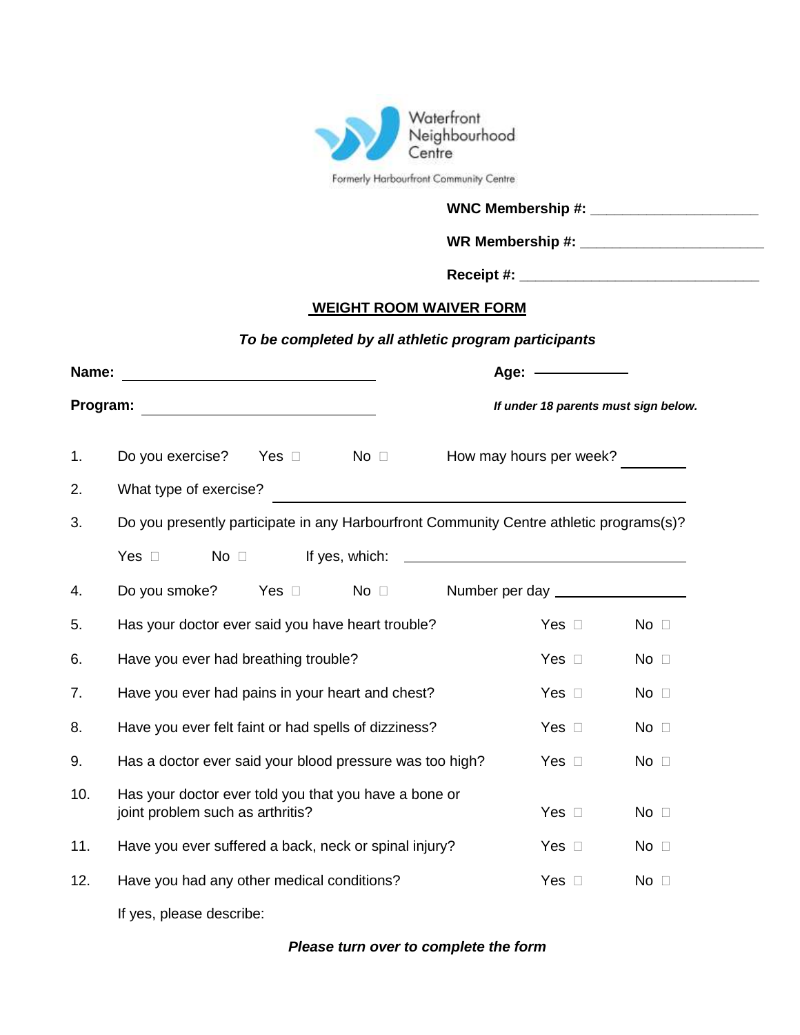Waterfront Neighbourhood Centre

Formerly Harbourfront Community Centre

**WNC Membership #:** ____________________

**WR Membership #:** ______________________

**Receipt #:** ____________________________

## WEIGHT ROOM WAIVER FORM

***To be completed by all athletic program participants***

**Name:** ______________________________ **Age:** __________

**Program:** ____________________________ ***If under 18 parents must sign below.***

1. Do you exercise? Yes ☐ No ☐ How may hours per week? ________
2. What type of exercise? ______________________________________________
3. Do you presently participate in any Harbourfront Community Centre athletic programs(s)?

   Yes ☐ No ☐ If yes, which: ____________________________________
4. Do you smoke? Yes ☐ No ☐ Number per day _______________
5. Has your doctor ever said you have heart trouble? Yes ☐ No ☐
6. Have you ever had breathing trouble? Yes ☐ No ☐
7. Have you ever had pains in your heart and chest? Yes ☐ No ☐
8. Have you ever felt faint or had spells of dizziness? Yes ☐ No ☐
9. Has a doctor ever said your blood pressure was too high? Yes ☐ No ☐
10. Has your doctor ever told you that you have a bone or joint problem such as arthritis? Yes ☐ No ☐
11. Have you ever suffered a back, neck or spinal injury? Yes ☐ No ☐
12. Have you had any other medical conditions? Yes ☐ No ☐

    If yes, please describe:

***Please turn over to complete the form***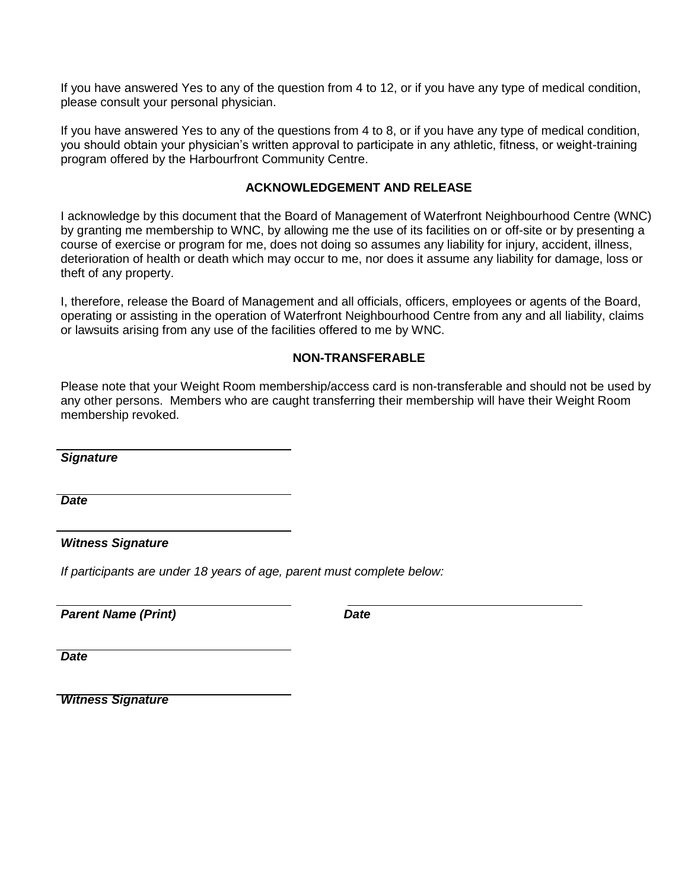If you have answered Yes to any of the question from 4 to 12, or if you have any type of medical condition, please consult your personal physician.

If you have answered Yes to any of the questions from 4 to 8, or if you have any type of medical condition, you should obtain your physician's written approval to participate in any athletic, fitness, or weight-training program offered by the Harbourfront Community Centre.

**ACKNOWLEDGEMENT AND RELEASE**

I acknowledge by this document that the Board of Management of Waterfront Neighbourhood Centre (WNC) by granting me membership to WNC, by allowing me the use of its facilities on or off-site or by presenting a course of exercise or program for me, does not doing so assumes any liability for injury, accident, illness, deterioration of health or death which may occur to me, nor does it assume any liability for damage, loss or theft of any property.

I, therefore, release the Board of Management and all officials, officers, employees or agents of the Board, operating or assisting in the operation of Waterfront Neighbourhood Centre from any and all liability, claims or lawsuits arising from any use of the facilities offered to me by WNC.

**NON-TRANSFERABLE**

Please note that your Weight Room membership/access card is non-transferable and should not be used by any other persons. Members who are caught transferring their membership will have their Weight Room membership revoked.

___________________________________
***Signature***

___________________________________
***Date***

___________________________________
***Witness Signature***

*If participants are under 18 years of age, parent must complete below:*

___________________________________ ___________________________________
***Parent Name (Print)*** ***Date***

___________________________________
***Date***

___________________________________
***Witness Signature***